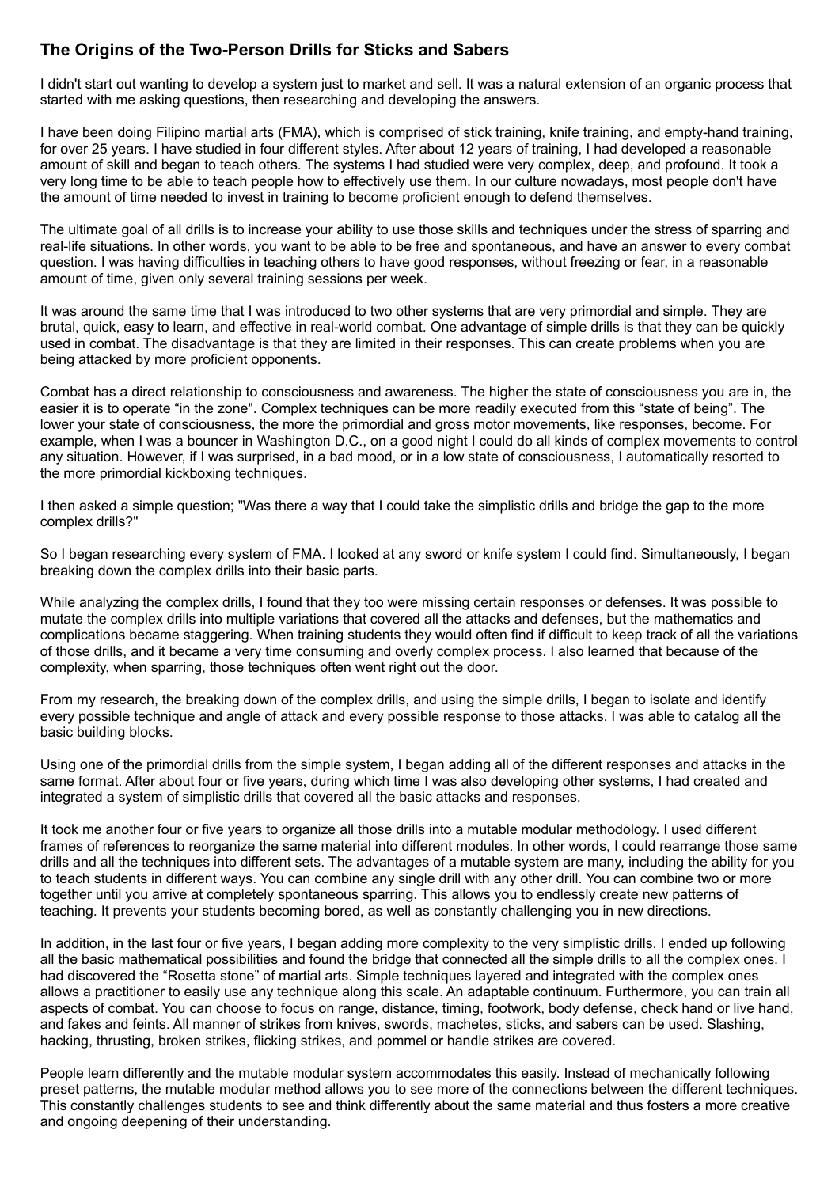## The Origins of the Two-Person Drills for Sticks and Sabers

I didn't start out wanting to develop a system just to market and sell. It was a natural extension of an organic process that started with me asking questions, then researching and developing the answers.

I have been doing Filipino martial arts (FMA), which is comprised of stick training, knife training, and empty-hand training, for over 25 years. I have studied in four different styles. After about 12 years of training, I had developed a reasonable amount of skill and began to teach others. The systems I had studied were very complex, deep, and profound. It took a very long time to be able to teach people how to effectively use them. In our culture nowadays, most people don't have the amount of time needed to invest in training to become proficient enough to defend themselves.

The ultimate goal of all drills is to increase your ability to use those skills and techniques under the stress of sparring and real-life situations. In other words, you want to be able to be free and spontaneous, and have an answer to every combat question. I was having difficulties in teaching others to have good responses, without freezing or fear, in a reasonable amount of time, given only several training sessions per week.

It was around the same time that I was introduced to two other systems that are very primordial and simple. They are brutal, quick, easy to learn, and effective in real-world combat. One advantage of simple drills is that they can be quickly used in combat. The disadvantage is that they are limited in their responses. This can create problems when you are being attacked by more proficient opponents.

Combat has a direct relationship to consciousness and awareness. The higher the state of consciousness you are in, the easier it is to operate "in the zone". Complex techniques can be more readily executed from this "state of being". The lower your state of consciousness, the more the primordial and gross motor movements, like responses, become. For example, when I was a bouncer in Washington D.C., on a good night I could do all kinds of complex movements to control any situation. However, if I was surprised, in a bad mood, or in a low state of consciousness, I automatically resorted to the more primordial kickboxing techniques.

I then asked a simple question; "Was there a way that I could take the simplistic drills and bridge the gap to the more complex drills?"

So I began researching every system of FMA. I looked at any sword or knife system I could find. Simultaneously, I began breaking down the complex drills into their basic parts.

While analyzing the complex drills, I found that they too were missing certain responses or defenses. It was possible to mutate the complex drills into multiple variations that covered all the attacks and defenses, but the mathematics and complications became staggering. When training students they would often find if difficult to keep track of all the variations of those drills, and it became a very time consuming and overly complex process. I also learned that because of the complexity, when sparring, those techniques often went right out the door.

From my research, the breaking down of the complex drills, and using the simple drills, I began to isolate and identify every possible technique and angle of attack and every possible response to those attacks. I was able to catalog all the basic building blocks.

Using one of the primordial drills from the simple system, I began adding all of the different responses and attacks in the same format. After about four or five years, during which time I was also developing other systems, I had created and integrated a system of simplistic drills that covered all the basic attacks and responses.

It took me another four or five years to organize all those drills into a mutable modular methodology. I used different frames of references to reorganize the same material into different modules. In other words, I could rearrange those same drills and all the techniques into different sets. The advantages of a mutable system are many, including the ability for you to teach students in different ways. You can combine any single drill with any other drill. You can combine two or more together until you arrive at completely spontaneous sparring. This allows you to endlessly create new patterns of teaching. It prevents your students becoming bored, as well as constantly challenging you in new directions.

In addition, in the last four or five years, I began adding more complexity to the very simplistic drills. I ended up following all the basic mathematical possibilities and found the bridge that connected all the simple drills to all the complex ones. I had discovered the "Rosetta stone" of martial arts. Simple techniques layered and integrated with the complex ones allows a practitioner to easily use any technique along this scale. An adaptable continuum. Furthermore, you can train all aspects of combat. You can choose to focus on range, distance, timing, footwork, body defense, check hand or live hand, and fakes and feints. All manner of strikes from knives, swords, machetes, sticks, and sabers can be used. Slashing, hacking, thrusting, broken strikes, flicking strikes, and pommel or handle strikes are covered.

People learn differently and the mutable modular system accommodates this easily. Instead of mechanically following preset patterns, the mutable modular method allows you to see more of the connections between the different techniques. This constantly challenges students to see and think differently about the same material and thus fosters a more creative and ongoing deepening of their understanding.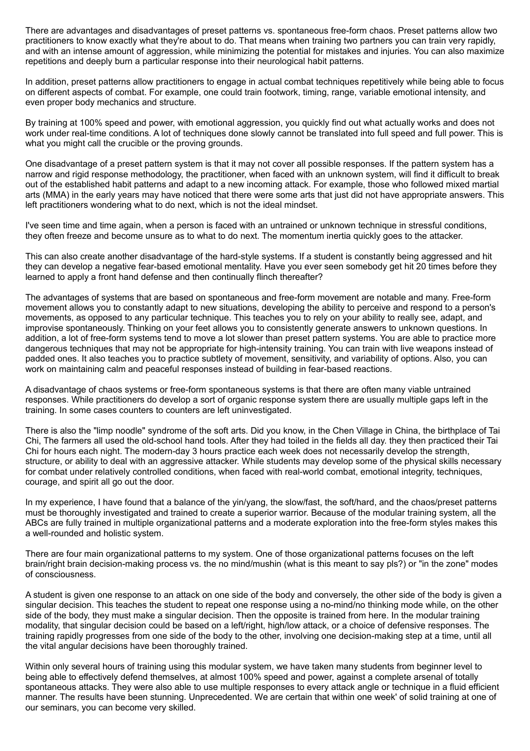There are advantages and disadvantages of preset patterns vs. spontaneous free-form chaos. Preset patterns allow two practitioners to know exactly what they're about to do. That means when training two partners you can train very rapidly, and with an intense amount of aggression, while minimizing the potential for mistakes and injuries. You can also maximize repetitions and deeply burn a particular response into their neurological habit patterns.

In addition, preset patterns allow practitioners to engage in actual combat techniques repetitively while being able to focus on different aspects of combat. For example, one could train footwork, timing, range, variable emotional intensity, and even proper body mechanics and structure.

By training at 100% speed and power, with emotional aggression, you quickly find out what actually works and does not work under real-time conditions. A lot of techniques done slowly cannot be translated into full speed and full power. This is what you might call the crucible or the proving grounds.

One disadvantage of a preset pattern system is that it may not cover all possible responses. If the pattern system has a narrow and rigid response methodology, the practitioner, when faced with an unknown system, will find it difficult to break out of the established habit patterns and adapt to a new incoming attack. For example, those who followed mixed martial arts (MMA) in the early years may have noticed that there were some arts that just did not have appropriate answers. This left practitioners wondering what to do next, which is not the ideal mindset.

I've seen time and time again, when a person is faced with an untrained or unknown technique in stressful conditions, they often freeze and become unsure as to what to do next. The momentum inertia quickly goes to the attacker.

This can also create another disadvantage of the hard-style systems. If a student is constantly being aggressed and hit they can develop a negative fear-based emotional mentality. Have you ever seen somebody get hit 20 times before they learned to apply a front hand defense and then continually flinch thereafter?

The advantages of systems that are based on spontaneous and free-form movement are notable and many. Free-form movement allows you to constantly adapt to new situations, developing the ability to perceive and respond to a person's movements, as opposed to any particular technique. This teaches you to rely on your ability to really see, adapt, and improvise spontaneously. Thinking on your feet allows you to consistently generate answers to unknown questions. In addition, a lot of free-form systems tend to move a lot slower than preset pattern systems. You are able to practice more dangerous techniques that may not be appropriate for high-intensity training. You can train with live weapons instead of padded ones. It also teaches you to practice subtlety of movement, sensitivity, and variability of options. Also, you can work on maintaining calm and peaceful responses instead of building in fear-based reactions.

A disadvantage of chaos systems or free-form spontaneous systems is that there are often many viable untrained responses. While practitioners do develop a sort of organic response system there are usually multiple gaps left in the training. In some cases counters to counters are left uninvestigated.

There is also the "limp noodle" syndrome of the soft arts. Did you know, in the Chen Village in China, the birthplace of Tai Chi, The farmers all used the old-school hand tools. After they had toiled in the fields all day. they then practiced their Tai Chi for hours each night. The modern-day 3 hours practice each week does not necessarily develop the strength, structure, or ability to deal with an aggressive attacker. While students may develop some of the physical skills necessary for combat under relatively controlled conditions, when faced with real-world combat, emotional integrity, techniques, courage, and spirit all go out the door.

In my experience, I have found that a balance of the yin/yang, the slow/fast, the soft/hard, and the chaos/preset patterns must be thoroughly investigated and trained to create a superior warrior. Because of the modular training system, all the ABCs are fully trained in multiple organizational patterns and a moderate exploration into the free-form styles makes this a well-rounded and holistic system.

There are four main organizational patterns to my system. One of those organizational patterns focuses on the left brain/right brain decision-making process vs. the no mind/mushin (what is this meant to say pls?) or "in the zone" modes of consciousness.

A student is given one response to an attack on one side of the body and conversely, the other side of the body is given a singular decision. This teaches the student to repeat one response using a no-mind/no thinking mode while, on the other side of the body, they must make a singular decision. Then the opposite is trained from here. In the modular training modality, that singular decision could be based on a left/right, high/low attack, or a choice of defensive responses. The training rapidly progresses from one side of the body to the other, involving one decision-making step at a time, until all the vital angular decisions have been thoroughly trained.

Within only several hours of training using this modular system, we have taken many students from beginner level to being able to effectively defend themselves, at almost 100% speed and power, against a complete arsenal of totally spontaneous attacks. They were also able to use multiple responses to every attack angle or technique in a fluid efficient manner. The results have been stunning. Unprecedented. We are certain that within one week' of solid training at one of our seminars, you can become very skilled.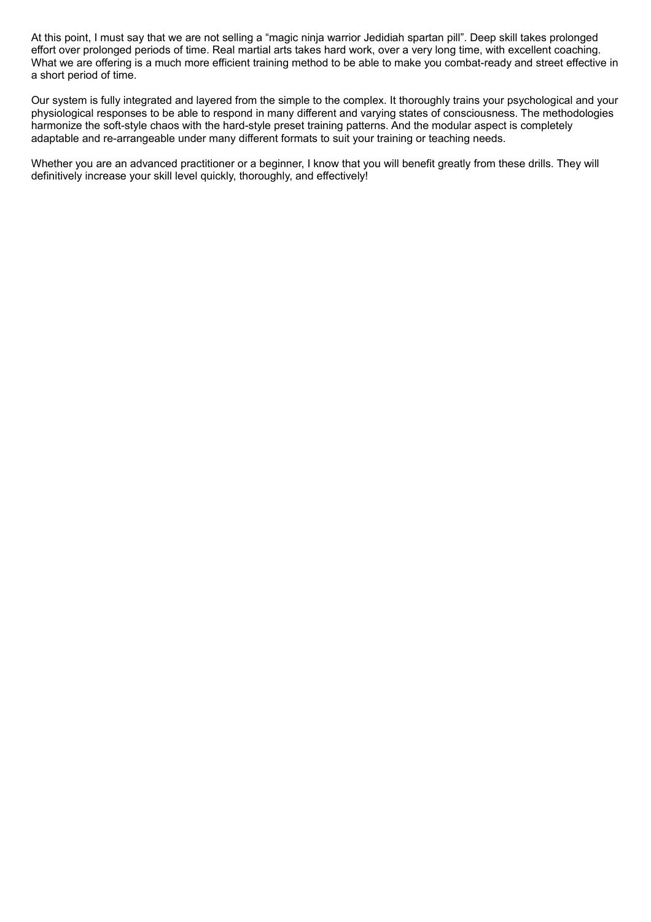At this point, I must say that we are not selling a "magic ninja warrior Jedidiah spartan pill". Deep skill takes prolonged effort over prolonged periods of time. Real martial arts takes hard work, over a very long time, with excellent coaching. What we are offering is a much more efficient training method to be able to make you combat-ready and street effective in a short period of time.

Our system is fully integrated and layered from the simple to the complex. It thoroughly trains your psychological and your physiological responses to be able to respond in many different and varying states of consciousness. The methodologies harmonize the soft-style chaos with the hard-style preset training patterns. And the modular aspect is completely adaptable and re-arrangeable under many different formats to suit your training or teaching needs.

Whether you are an advanced practitioner or a beginner, I know that you will benefit greatly from these drills. They will definitively increase your skill level quickly, thoroughly, and effectively!